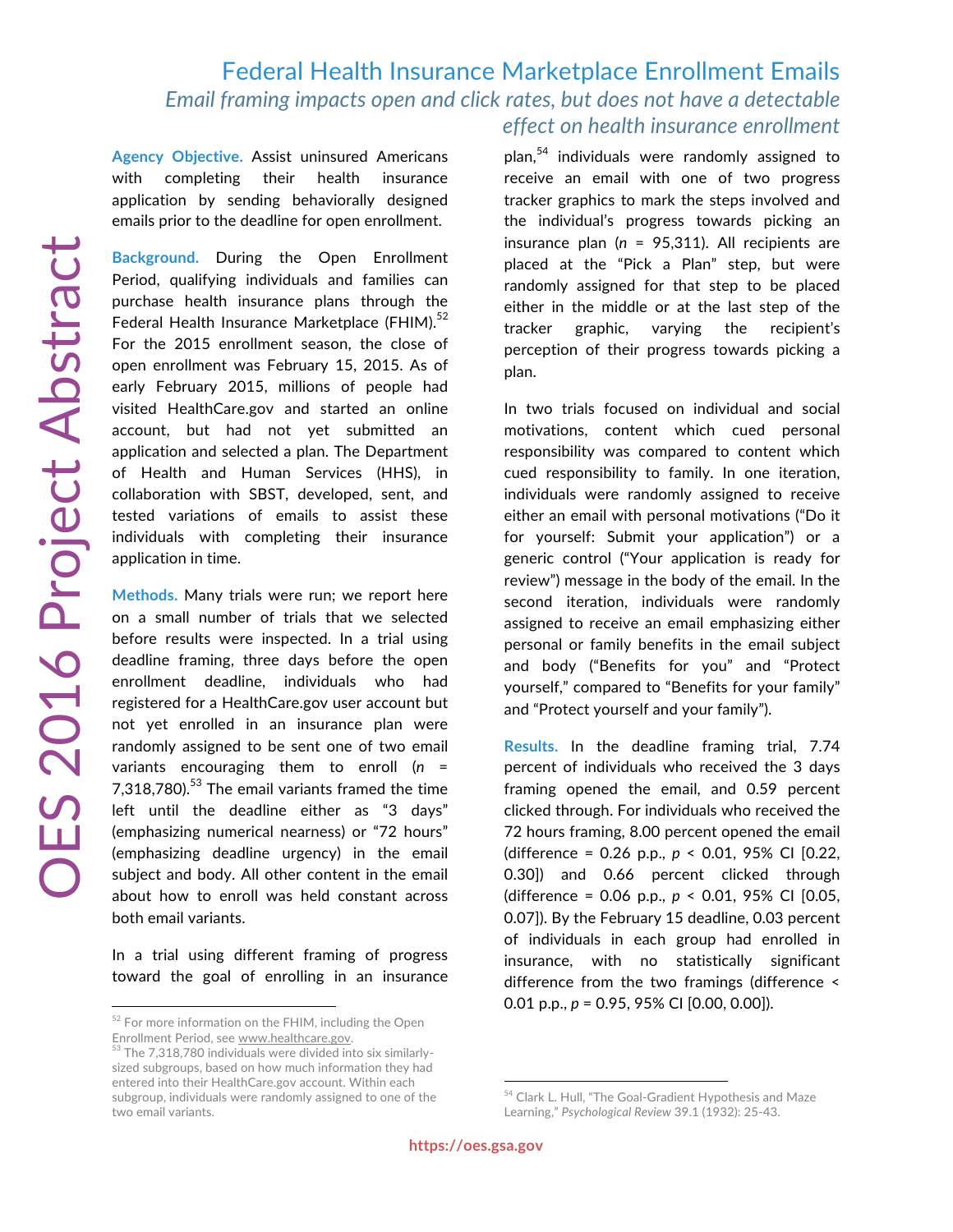# Federal Health Insurance Marketplace Enrollment Emails

## *Email framing impacts open and click rates, but does not have a detectable effect on health insurance enrollment*

OES 2016 Project Abstract

**Agency Objective.** Assist uninsured Americans with completing their health insurance application by sending behaviorally designed emails prior to the deadline for open enrollment.

**Background.** During the Open Enrollment Period, qualifying individuals and families can purchase health insurance plans through the Federal Health Insurance Marketplace (FHIM).[52] For the 2015 enrollment season, the close of open enrollment was February 15, 2015. As of early February 2015, millions of people had visited HealthCare.gov and started an online account, but had not yet submitted an application and selected a plan. The Department of Health and Human Services (HHS), in collaboration with SBST, developed, sent, and tested variations of emails to assist these individuals with completing their insurance application in time.

**Methods.** Many trials were run; we report here on a small number of trials that we selected before results were inspected. In a trial using deadline framing, three days before the open enrollment deadline, individuals who had registered for a HealthCare.gov user account but not yet enrolled in an insurance plan were randomly assigned to be sent one of two email variants encouraging them to enroll ($n$ = 7,318,780).[53] The email variants framed the time left until the deadline either as "3 days" (emphasizing numerical nearness) or "72 hours" (emphasizing deadline urgency) in the email subject and body. All other content in the email about how to enroll was held constant across both email variants.

In a trial using different framing of progress toward the goal of enrolling in an insurance plan,[54] individuals were randomly assigned to receive an email with one of two progress tracker graphics to mark the steps involved and the individual's progress towards picking an insurance plan ($n$ = 95,311). All recipients are placed at the "Pick a Plan" step, but were randomly assigned for that step to be placed either in the middle or at the last step of the tracker graphic, varying the recipient's perception of their progress towards picking a plan.

In two trials focused on individual and social motivations, content which cued personal responsibility was compared to content which cued responsibility to family. In one iteration, individuals were randomly assigned to receive either an email with personal motivations ("Do it for yourself: Submit your application") or a generic control ("Your application is ready for review") message in the body of the email. In the second iteration, individuals were randomly assigned to receive an email emphasizing either personal or family benefits in the email subject and body ("Benefits for you" and "Protect yourself," compared to "Benefits for your family" and "Protect yourself and your family").

**Results.** In the deadline framing trial, 7.74 percent of individuals who received the 3 days framing opened the email, and 0.59 percent clicked through. For individuals who received the 72 hours framing, 8.00 percent opened the email (difference = 0.26 p.p., $p$ < 0.01, 95% CI [0.22, 0.30]) and 0.66 percent clicked through (difference = 0.06 p.p., $p$ < 0.01, 95% CI [0.05, 0.07]). By the February 15 deadline, 0.03 percent of individuals in each group had enrolled in insurance, with no statistically significant difference from the two framings (difference < 0.01 p.p., $p$ = 0.95, 95% CI [0.00, 0.00]).

---

[52] For more information on the FHIM, including the Open Enrollment Period, see www.healthcare.gov.

[53] The 7,318,780 individuals were divided into six similarly-sized subgroups, based on how much information they had entered into their HealthCare.gov account. Within each subgroup, individuals were randomly assigned to one of the two email variants.

[54] Clark L. Hull, "The Goal-Gradient Hypothesis and Maze Learning," *Psychological Review* 39.1 (1932): 25-43.

https://oes.gsa.gov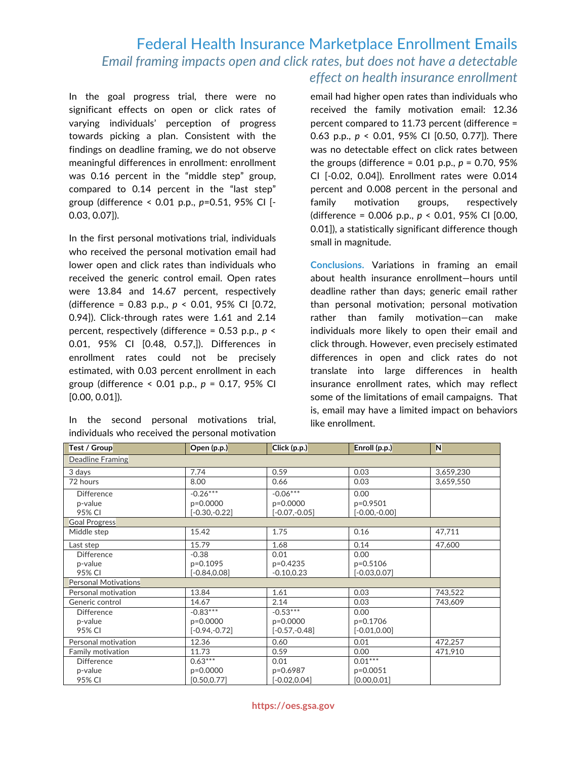# Federal Health Insurance Marketplace Enrollment Emails

## *Email framing impacts open and click rates, but does not have a detectable effect on health insurance enrollment*

In the goal progress trial, there were no significant effects on open or click rates of varying individuals' perception of progress towards picking a plan. Consistent with the findings on deadline framing, we do not observe meaningful differences in enrollment: enrollment was 0.16 percent in the "middle step" group, compared to 0.14 percent in the "last step" group (difference < 0.01 p.p., $p$=0.51, 95% CI [-0.03, 0.07]).

In the first personal motivations trial, individuals who received the personal motivation email had lower open and click rates than individuals who received the generic control email. Open rates were 13.84 and 14.67 percent, respectively (difference = 0.83 p.p., $p$ < 0.01, 95% CI [0.72, 0.94]). Click-through rates were 1.61 and 2.14 percent, respectively (difference = 0.53 p.p., $p$ < 0.01, 95% CI [0.48, 0.57,]). Differences in enrollment rates could not be precisely estimated, with 0.03 percent enrollment in each group (difference < 0.01 p.p., $p$ = 0.17, 95% CI [0.00, 0.01]).

In the second personal motivations trial, individuals who received the personal motivation email had higher open rates than individuals who received the family motivation email: 12.36 percent compared to 11.73 percent (difference = 0.63 p.p., $p$ < 0.01, 95% CI [0.50, 0.77]). There was no detectable effect on click rates between the groups (difference = 0.01 p.p., $p$ = 0.70, 95% CI [-0.02, 0.04]). Enrollment rates were 0.014 percent and 0.008 percent in the personal and family motivation groups, respectively (difference = 0.006 p.p., $p$ < 0.01, 95% CI [0.00, 0.01]), a statistically significant difference though small in magnitude.

**Conclusions.** Variations in framing an email about health insurance enrollment—hours until deadline rather than days; generic email rather than personal motivation; personal motivation rather than family motivation—can make individuals more likely to open their email and click through. However, even precisely estimated differences in open and click rates do not translate into large differences in health insurance enrollment rates, which may reflect some of the limitations of email campaigns. That is, email may have a limited impact on behaviors like enrollment.

| Test / Group | Open (p.p.) | Click (p.p.) | Enroll (p.p.) | N |
|---|---|---|---|---|
| Deadline Framing | | | | |
| 3 days | 7.74 | 0.59 | 0.03 | 3,659,230 |
| 72 hours | 8.00 | 0.66 | 0.03 | 3,659,550 |
| Difference<br>p-value<br>95% CI | -0.26***<br>p=0.0000<br>[-0.30,-0.22] | -0.06***<br>p=0.0000<br>[-0.07,-0.05] | 0.00<br>p=0.9501<br>[-0.00,-0.00] | |
| Goal Progress | | | | |
| Middle step | 15.42 | 1.75 | 0.16 | 47,711 |
| Last step | 15.79 | 1.68 | 0.14 | 47,600 |
| Difference<br>p-value<br>95% CI | -0.38<br>p=0.1095<br>[-0.84,0.08] | 0.01<br>p=0.4235<br>-0.10,0.23 | 0.00<br>p=0.5106<br>[-0.03,0.07] | |
| Personal Motivations | | | | |
| Personal motivation | 13.84 | 1.61 | 0.03 | 743,522 |
| Generic control | 14.67 | 2.14 | 0.03 | 743,609 |
| Difference<br>p-value<br>95% CI | -0.83***<br>p=0.0000<br>[-0.94,-0.72] | -0.53***<br>p=0.0000<br>[-0.57,-0.48] | 0.00<br>p=0.1706<br>[-0.01,0.00] | |
| Personal motivation | 12.36 | 0.60 | 0.01 | 472,257 |
| Family motivation | 11.73 | 0.59 | 0.00 | 471,910 |
| Difference<br>p-value<br>95% CI | 0.63***<br>p=0.0000<br>[0.50,0.77] | 0.01<br>p=0.6987<br>[-0.02,0.04] | 0.01***<br>p=0.0051<br>[0.00,0.01] | |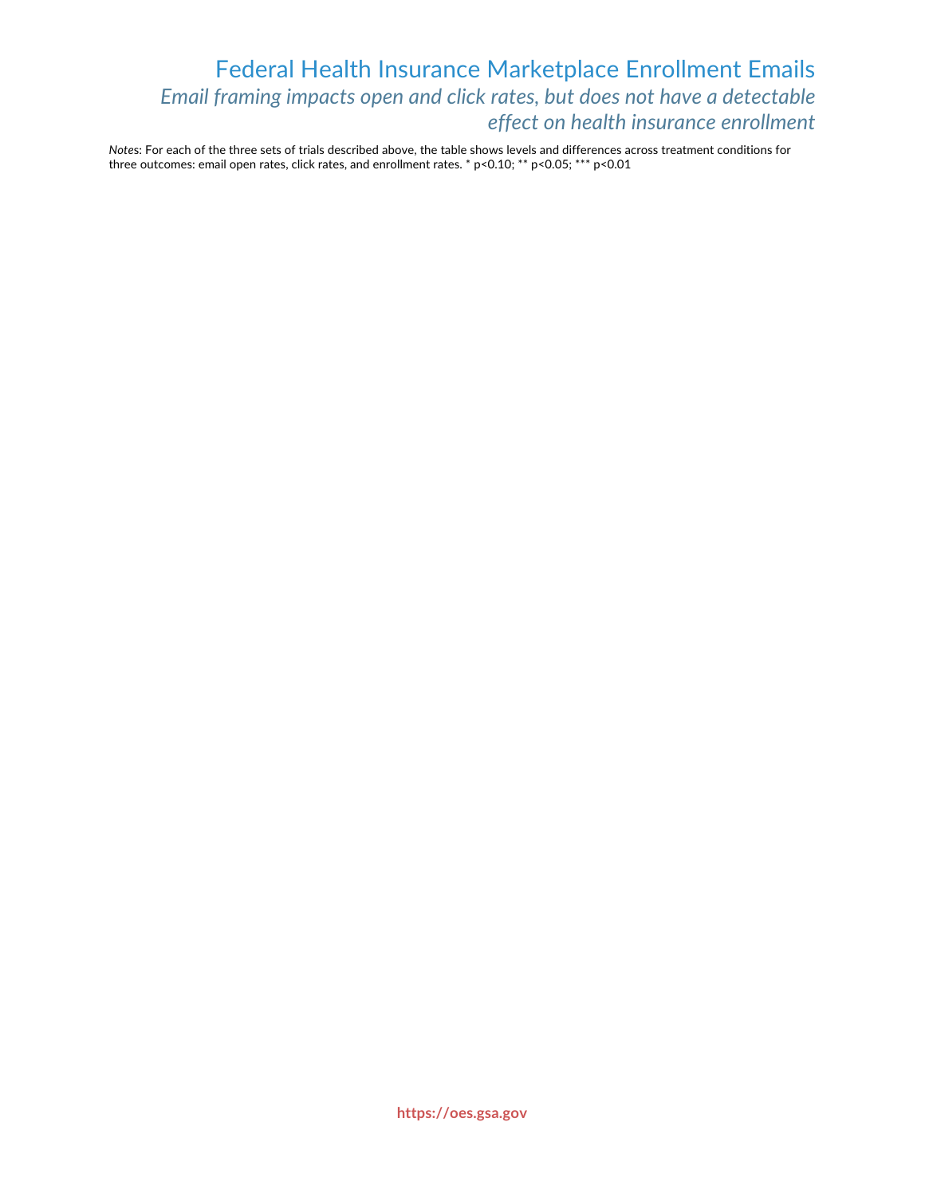*Notes*: For each of the three sets of trials described above, the table shows levels and differences across treatment conditions for three outcomes: email open rates, click rates, and enrollment rates. * p<0.10; ** p<0.05; *** p<0.01